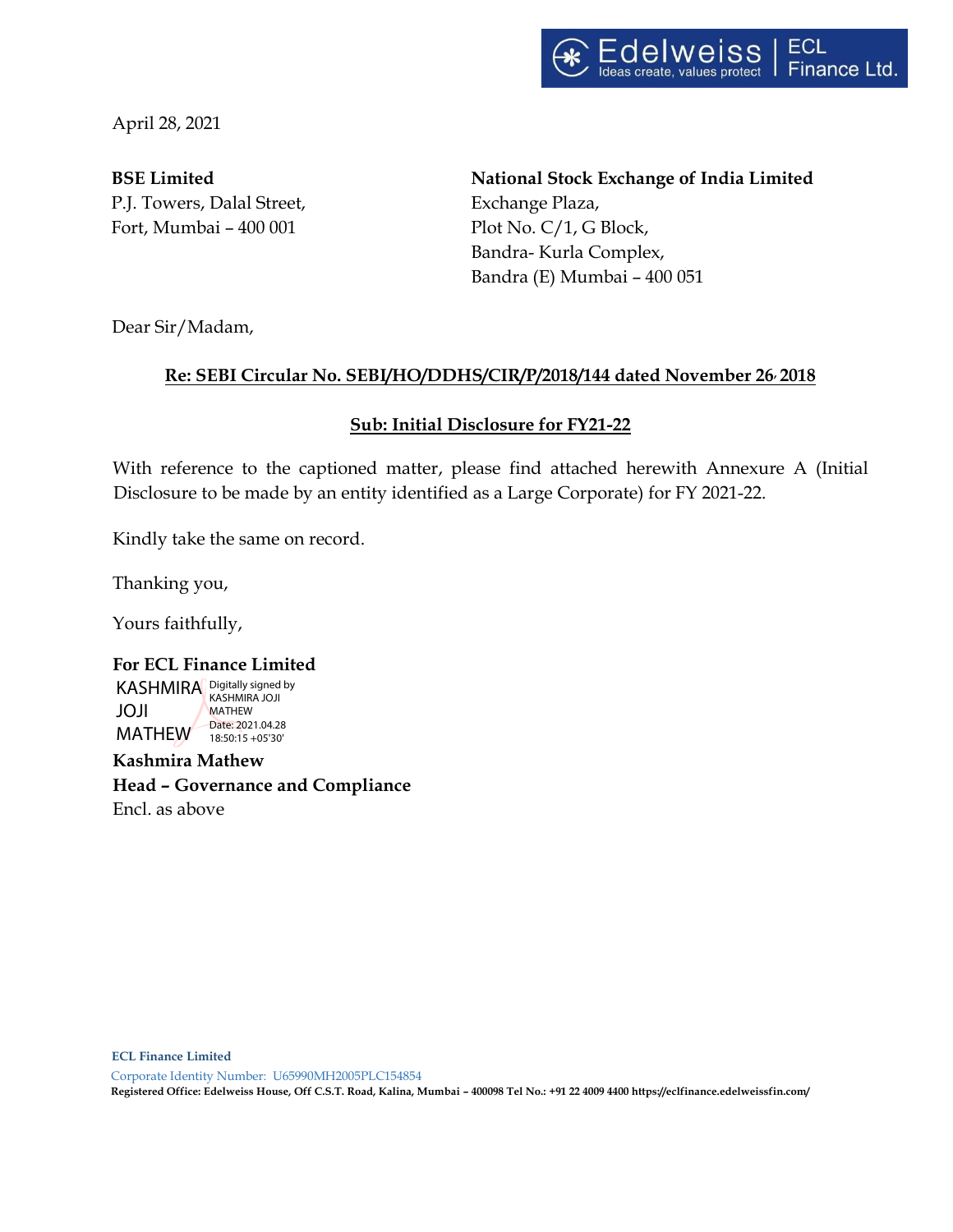Edelweiss | ECL Finance Ltd.
Ideas create, values protect

April 28, 2021

**BSE Limited**
P.J. Towers, Dalal Street,
Fort, Mumbai – 400 001

**National Stock Exchange of India Limited**
Exchange Plaza,
Plot No. C/1, G Block,
Bandra- Kurla Complex,
Bandra (E) Mumbai – 400 051

Dear Sir/Madam,

**Re: SEBI Circular No. SEBI/HO/DDHS/CIR/P/2018/144 dated November 26, 2018**

**Sub: Initial Disclosure for FY21-22**

With reference to the captioned matter, please find attached herewith Annexure A (Initial Disclosure to be made by an entity identified as a Large Corporate) for FY 2021-22.

Kindly take the same on record.

Thanking you,

Yours faithfully,

**For ECL Finance Limited**

KASHMIRA JOJI MATHEW
Digitally signed by KASHMIRA JOJI MATHEW
Date: 2021.04.28 18:50:15 +05'30'

**Kashmira Mathew**
**Head – Governance and Compliance**
Encl. as above

**ECL Finance Limited**
Corporate Identity Number: U65990MH2005PLC154854
**Registered Office: Edelweiss House, Off C.S.T. Road, Kalina, Mumbai – 400098 Tel No.: +91 22 4009 4400 https://eclfinance.edelweissfin.com/**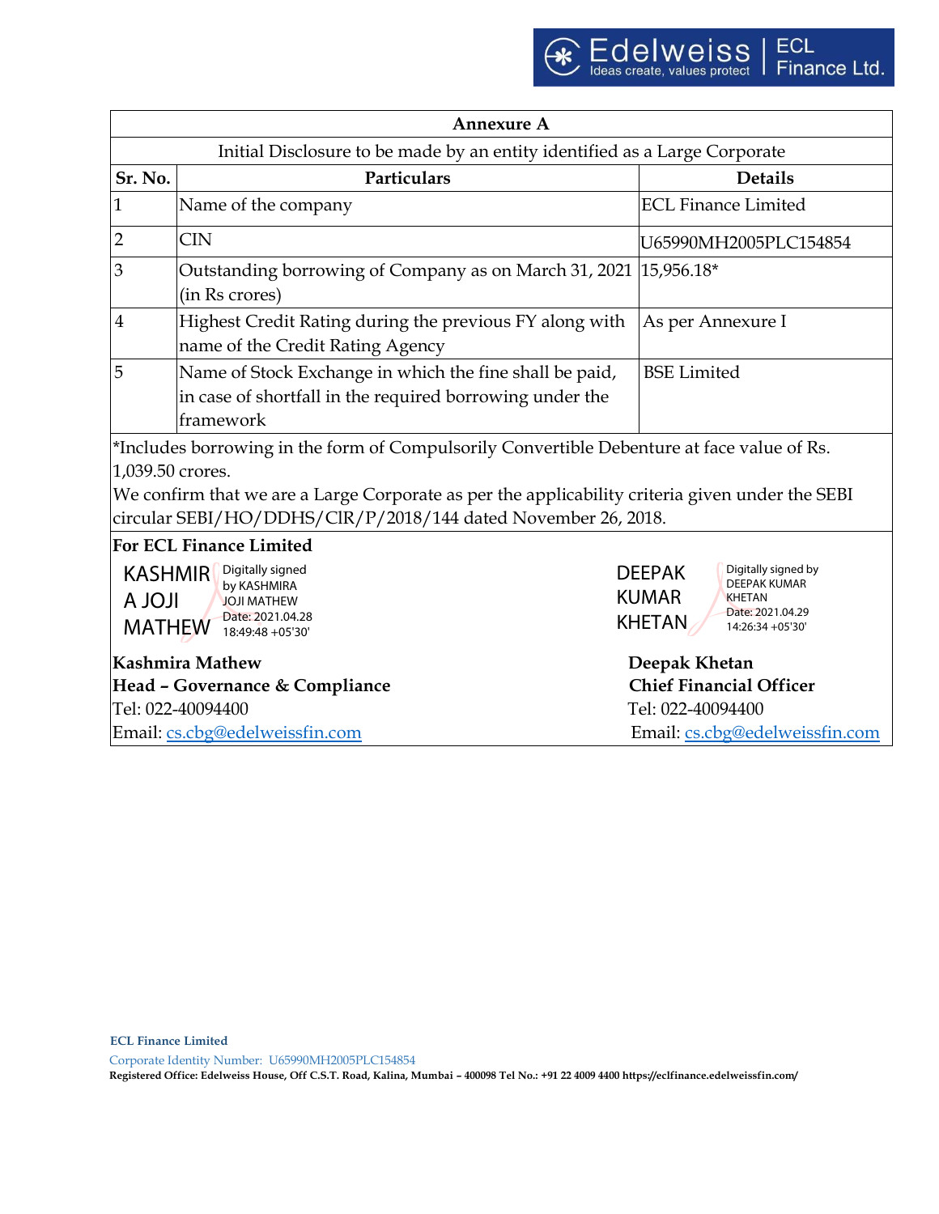| Annexure A | | |
|---|---|---|
| Initial Disclosure to be made by an entity identified as a Large Corporate | | |
| **Sr. No.** | **Particulars** | **Details** |
| 1 | Name of the company | ECL Finance Limited |
| 2 | CIN | U65990MH2005PLC154854 |
| 3 | Outstanding borrowing of Company as on March 31, 2021 (in Rs crores) | 15,956.18* |
| 4 | Highest Credit Rating during the previous FY along with name of the Credit Rating Agency | As per Annexure I |
| 5 | Name of Stock Exchange in which the fine shall be paid, in case of shortfall in the required borrowing under the framework | BSE Limited |

*Includes borrowing in the form of Compulsorily Convertible Debenture at face value of Rs. 1,039.50 crores.

We confirm that we are a Large Corporate as per the applicability criteria given under the SEBI circular SEBI/HO/DDHS/CIR/P/2018/144 dated November 26, 2018.

**For ECL Finance Limited**

KASHMIRA JOJI MATHEW — Digitally signed by KASHMIRA JOJI MATHEW Date: 2021.04.28 18:49:48 +05'30'

**Kashmira Mathew**
**Head – Governance & Compliance**
Tel: 022-40094400
Email: cs.cbg@edelweissfin.com

DEEPAK KUMAR KHETAN — Digitally signed by DEEPAK KUMAR KHETAN Date: 2021.04.29 14:26:34 +05'30'

**Deepak Khetan**
**Chief Financial Officer**
Tel: 022-40094400
Email: cs.cbg@edelweissfin.com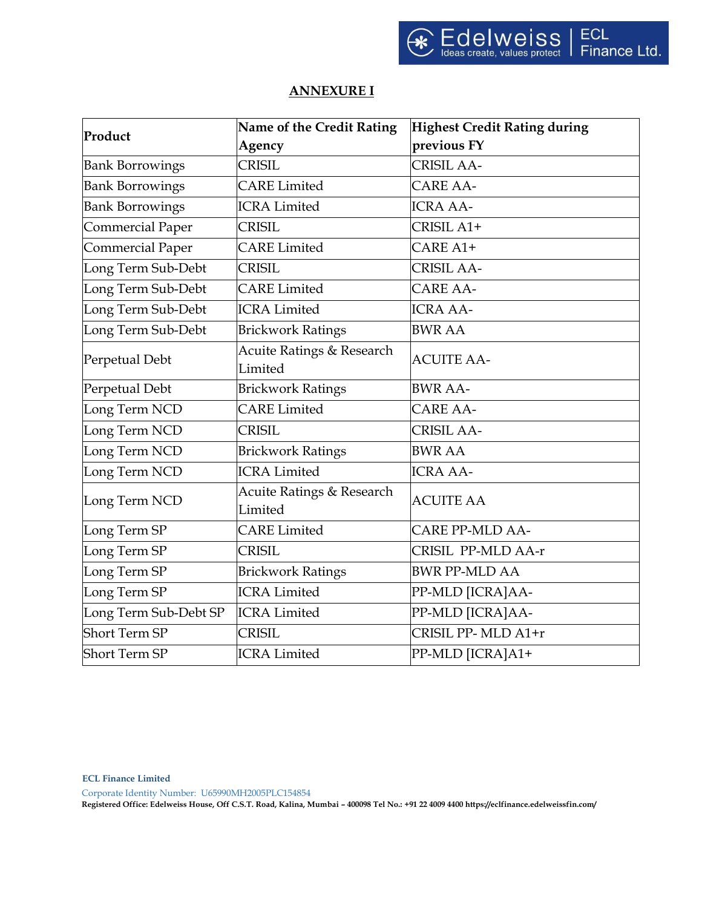## ANNEXURE I

| Product | Name of the Credit Rating Agency | Highest Credit Rating during previous FY |
|---|---|---|
| Bank Borrowings | CRISIL | CRISIL AA- |
| Bank Borrowings | CARE Limited | CARE AA- |
| Bank Borrowings | ICRA Limited | ICRA AA- |
| Commercial Paper | CRISIL | CRISIL A1+ |
| Commercial Paper | CARE Limited | CARE A1+ |
| Long Term Sub-Debt | CRISIL | CRISIL AA- |
| Long Term Sub-Debt | CARE Limited | CARE AA- |
| Long Term Sub-Debt | ICRA Limited | ICRA AA- |
| Long Term Sub-Debt | Brickwork Ratings | BWR AA |
| Perpetual Debt | Acuite Ratings & Research Limited | ACUITE AA- |
| Perpetual Debt | Brickwork Ratings | BWR AA- |
| Long Term NCD | CARE Limited | CARE AA- |
| Long Term NCD | CRISIL | CRISIL AA- |
| Long Term NCD | Brickwork Ratings | BWR AA |
| Long Term NCD | ICRA Limited | ICRA AA- |
| Long Term NCD | Acuite Ratings & Research Limited | ACUITE AA |
| Long Term SP | CARE Limited | CARE PP-MLD AA- |
| Long Term SP | CRISIL | CRISIL PP-MLD AA-r |
| Long Term SP | Brickwork Ratings | BWR PP-MLD AA |
| Long Term SP | ICRA Limited | PP-MLD [ICRA]AA- |
| Long Term Sub-Debt SP | ICRA Limited | PP-MLD [ICRA]AA- |
| Short Term SP | CRISIL | CRISIL PP- MLD A1+r |
| Short Term SP | ICRA Limited | PP-MLD [ICRA]A1+ |